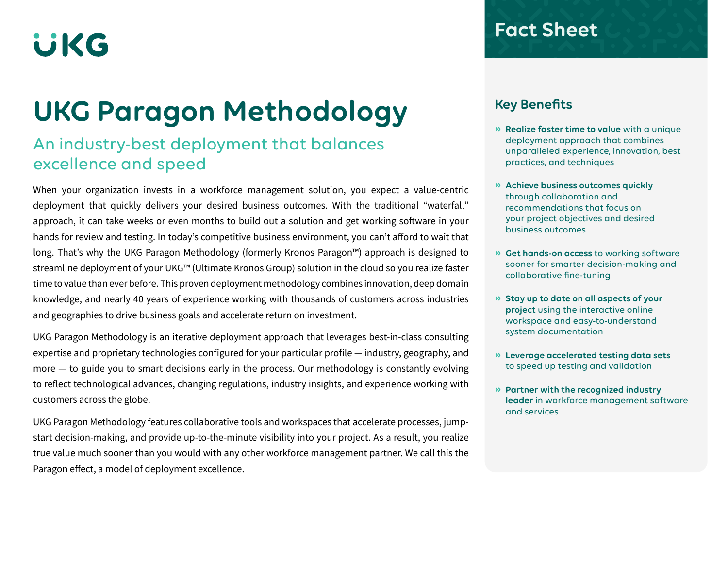UKG

# UKG Paragon Methodology

## An industry-best deployment that balances excellence and speed

When your organization invests in a workforce management solution, you expect a value-centric deployment that quickly delivers your desired business outcomes. With the traditional "waterfall" approach, it can take weeks or even months to build out a solution and get working software in your hands for review and testing. In today's competitive business environment, you can't afford to wait that long. That's why the UKG Paragon Methodology (formerly Kronos Paragon™) approach is designed to streamline deployment of your UKG™ (Ultimate Kronos Group) solution in the cloud so you realize faster time to value than ever before. This proven deployment methodology combines innovation, deep domain knowledge, and nearly 40 years of experience working with thousands of customers across industries and geographies to drive business goals and accelerate return on investment.

UKG Paragon Methodology is an iterative deployment approach that leverages best-in-class consulting expertise and proprietary technologies configured for your particular profile — industry, geography, and more — to guide you to smart decisions early in the process. Our methodology is constantly evolving to reflect technological advances, changing regulations, industry insights, and experience working with customers across the globe.

UKG Paragon Methodology features collaborative tools and workspaces that accelerate processes, jump-start decision-making, and provide up-to-the-minute visibility into your project. As a result, you realize true value much sooner than you would with any other workforce management partner. We call this the Paragon effect, a model of deployment excellence.

## Fact Sheet

### Key Benefits

- **Realize faster time to value** with a unique deployment approach that combines unparalleled experience, innovation, best practices, and techniques
- **Achieve business outcomes quickly** through collaboration and recommendations that focus on your project objectives and desired business outcomes
- **Get hands-on access** to working software sooner for smarter decision-making and collaborative fine-tuning
- **Stay up to date on all aspects of your project** using the interactive online workspace and easy-to-understand system documentation
- **Leverage accelerated testing data sets** to speed up testing and validation
- **Partner with the recognized industry leader** in workforce management software and services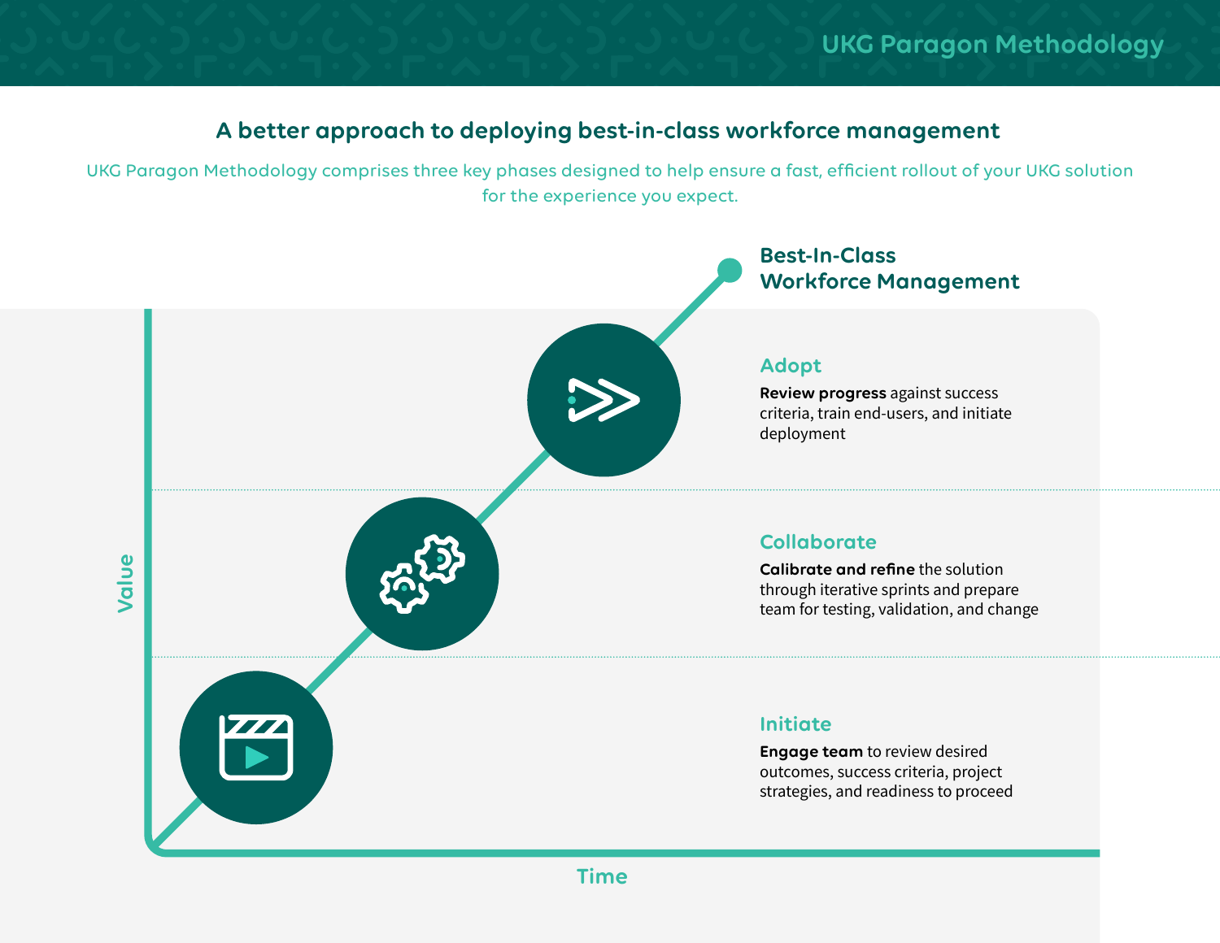## A better approach to deploying best-in-class workforce management

UKG Paragon Methodology comprises three key phases designed to help ensure a fast, efficient rollout of your UKG solution for the experience you expect.

### Best-In-Class Workforce Management

### Adopt

**Review progress** against success criteria, train end-users, and initiate deployment

### Collaborate

**Calibrate and refine** the solution through iterative sprints and prepare team for testing, validation, and change

### Initiate

**Engage team** to review desired outcomes, success criteria, project strategies, and readiness to proceed

Value

Time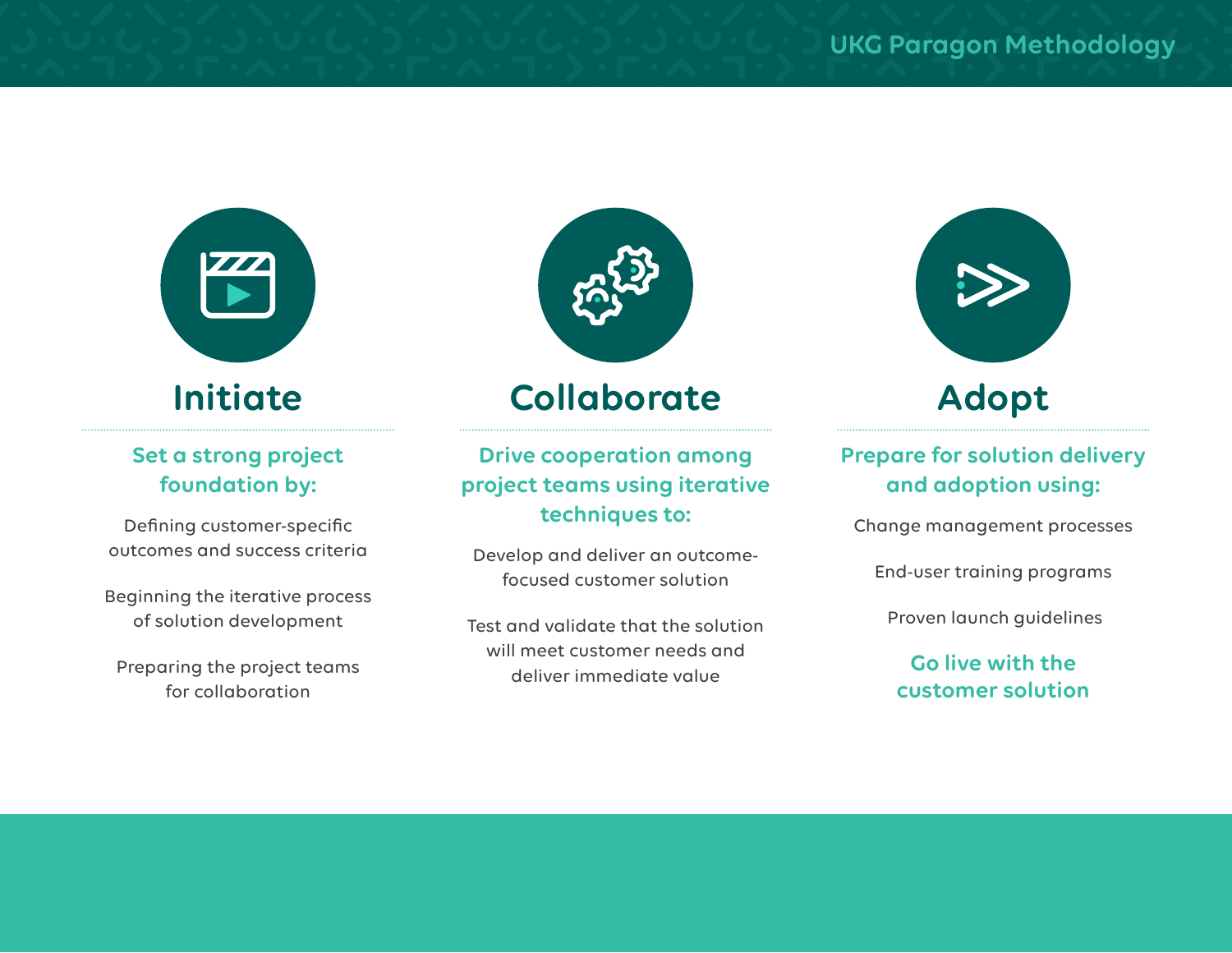# UKG Paragon Methodology

## Initiate

**Set a strong project foundation by:**

Defining customer-specific outcomes and success criteria

Beginning the iterative process of solution development

Preparing the project teams for collaboration

## Collaborate

**Drive cooperation among project teams using iterative techniques to:**

Develop and deliver an outcome-focused customer solution

Test and validate that the solution will meet customer needs and deliver immediate value

## Adopt

**Prepare for solution delivery and adoption using:**

Change management processes

End-user training programs

Proven launch guidelines

**Go live with the customer solution**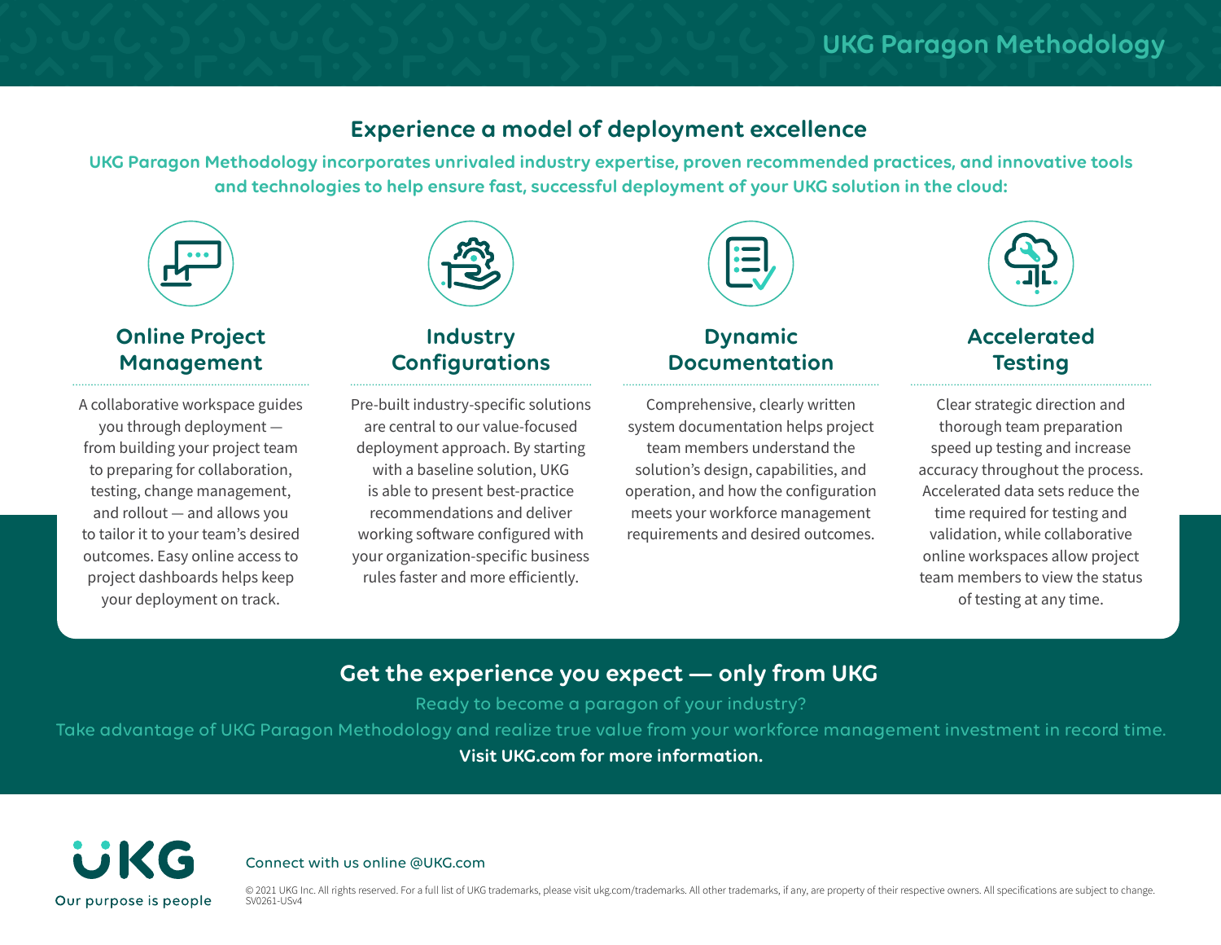# UKG Paragon Methodology

## Experience a model of deployment excellence

**UKG Paragon Methodology incorporates unrivaled industry expertise, proven recommended practices, and innovative tools and technologies to help ensure fast, successful deployment of your UKG solution in the cloud:**

### Online Project Management

A collaborative workspace guides you through deployment — from building your project team to preparing for collaboration, testing, change management, and rollout — and allows you to tailor it to your team's desired outcomes. Easy online access to project dashboards helps keep your deployment on track.

### Industry Configurations

Pre-built industry-specific solutions are central to our value-focused deployment approach. By starting with a baseline solution, UKG is able to present best-practice recommendations and deliver working software configured with your organization-specific business rules faster and more efficiently.

### Dynamic Documentation

Comprehensive, clearly written system documentation helps project team members understand the solution's design, capabilities, and operation, and how the configuration meets your workforce management requirements and desired outcomes.

### Accelerated Testing

Clear strategic direction and thorough team preparation speed up testing and increase accuracy throughout the process. Accelerated data sets reduce the time required for testing and validation, while collaborative online workspaces allow project team members to view the status of testing at any time.

## Get the experience you expect — only from UKG

Ready to become a paragon of your industry?

Take advantage of UKG Paragon Methodology and realize true value from your workforce management investment in record time.

**Visit UKG.com for more information.**

UKG

Our purpose is people

Connect with us online @UKG.com

© 2021 UKG Inc. All rights reserved. For a full list of UKG trademarks, please visit ukg.com/trademarks. All other trademarks, if any, are property of their respective owners. All specifications are subject to change. SV0261-USv4